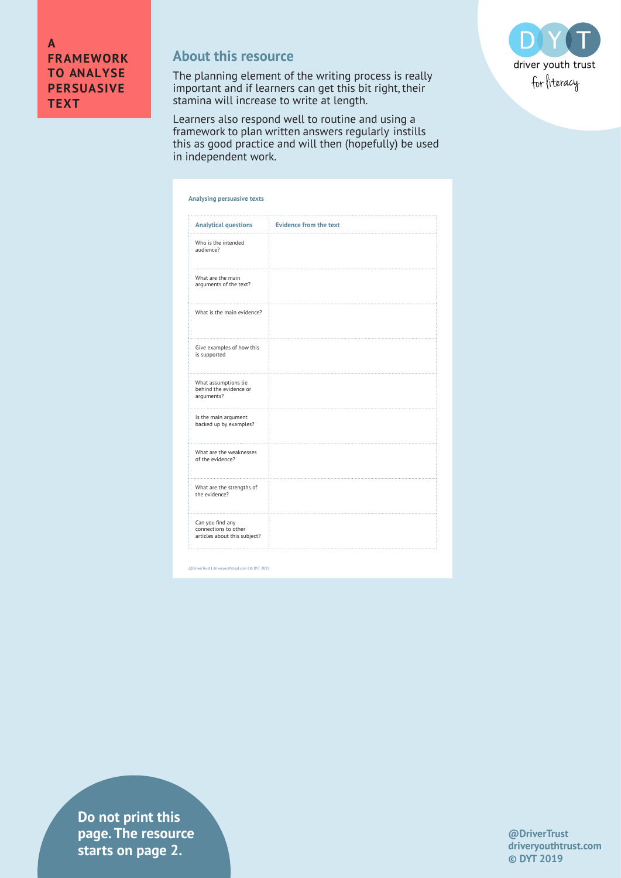# A FRAMEWORK TO ANALYSE PERSUASIVE TEXT

## About this resource

The planning element of the writing process is really important and if learners can get this bit right, their stamina will increase to write at length.

Learners also respond well to routine and using a framework to plan written answers regularly instills this as good practice and will then (hopefully) be used in independent work.

driver youth trust
for literacy

### Analysing persuasive texts

| Analytical questions | Evidence from the text |
|---|---|
| Who is the intended audience? | |
| What are the main arguments of the text? | |
| What is the main evidence? | |
| Give examples of how this is supported | |
| What assumptions lie behind the evidence or arguments? | |
| Is the main argument backed up by examples? | |
| What are the weaknesses of the evidence? | |
| What are the strengths of the evidence? | |
| Can you find any connections to other articles about this subject? | |

@DriverTrust | driveryouthtrust.com | © DYT 2019

**Do not print this page. The resource starts on page 2.**

**@DriverTrust**
**driveryouthtrust.com**
**© DYT 2019**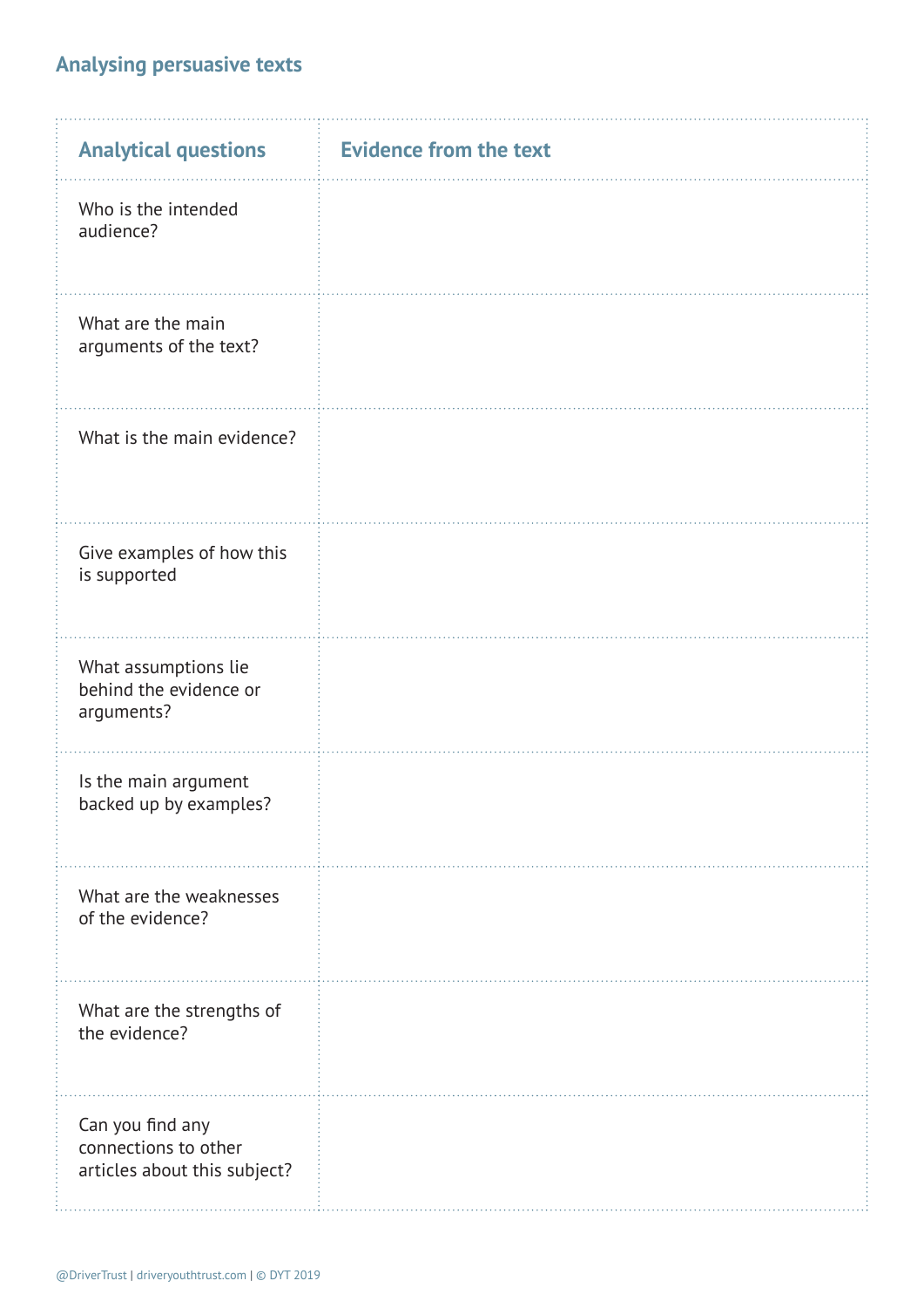## Analysing persuasive texts

| Analytical questions | Evidence from the text |
| --- | --- |
| Who is the intended audience? | |
| What are the main arguments of the text? | |
| What is the main evidence? | |
| Give examples of how this is supported | |
| What assumptions lie behind the evidence or arguments? | |
| Is the main argument backed up by examples? | |
| What are the weaknesses of the evidence? | |
| What are the strengths of the evidence? | |
| Can you find any connections to other articles about this subject? | |